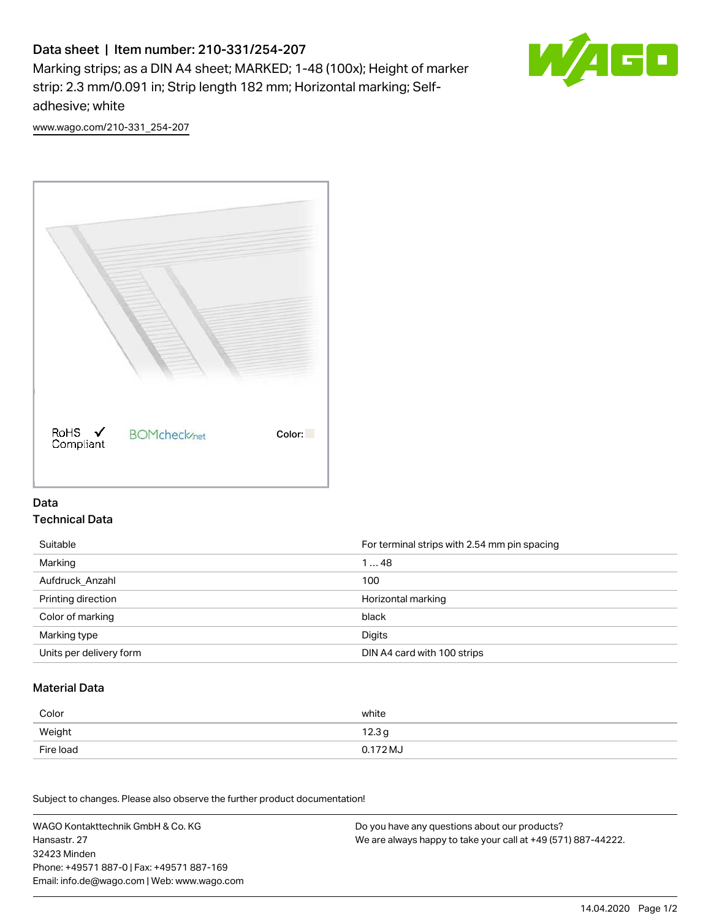# Data sheet | Item number: 210-331/254-207

Marking strips; as a DIN A4 sheet; MARKED; 1-48 (100x); Height of marker strip: 2.3 mm/0.091 in; Strip length 182 mm; Horizontal marking; Self-adhesive; white

www.wago.com/210-331_254-207

RoHS ✓ Compliant   BOMcheck.net   Color:

## Data

### Technical Data

| | |
|---|---|
| Suitable | For terminal strips with 2.54 mm pin spacing |
| Marking | 1 … 48 |
| Aufdruck_Anzahl | 100 |
| Printing direction | Horizontal marking |
| Color of marking | black |
| Marking type | Digits |
| Units per delivery form | DIN A4 card with 100 strips |

### Material Data

| | |
|---|---|
| Color | white |
| Weight | 12.3 g |
| Fire load | 0.172 MJ |

Subject to changes. Please also observe the further product documentation!

WAGO Kontakttechnik GmbH & Co. KG
Hansastr. 27
32423 Minden
Phone: +49571 887-0 | Fax: +49571 887-169
Email: info.de@wago.com | Web: www.wago.com

Do you have any questions about our products?
We are always happy to take your call at +49 (571) 887-44222.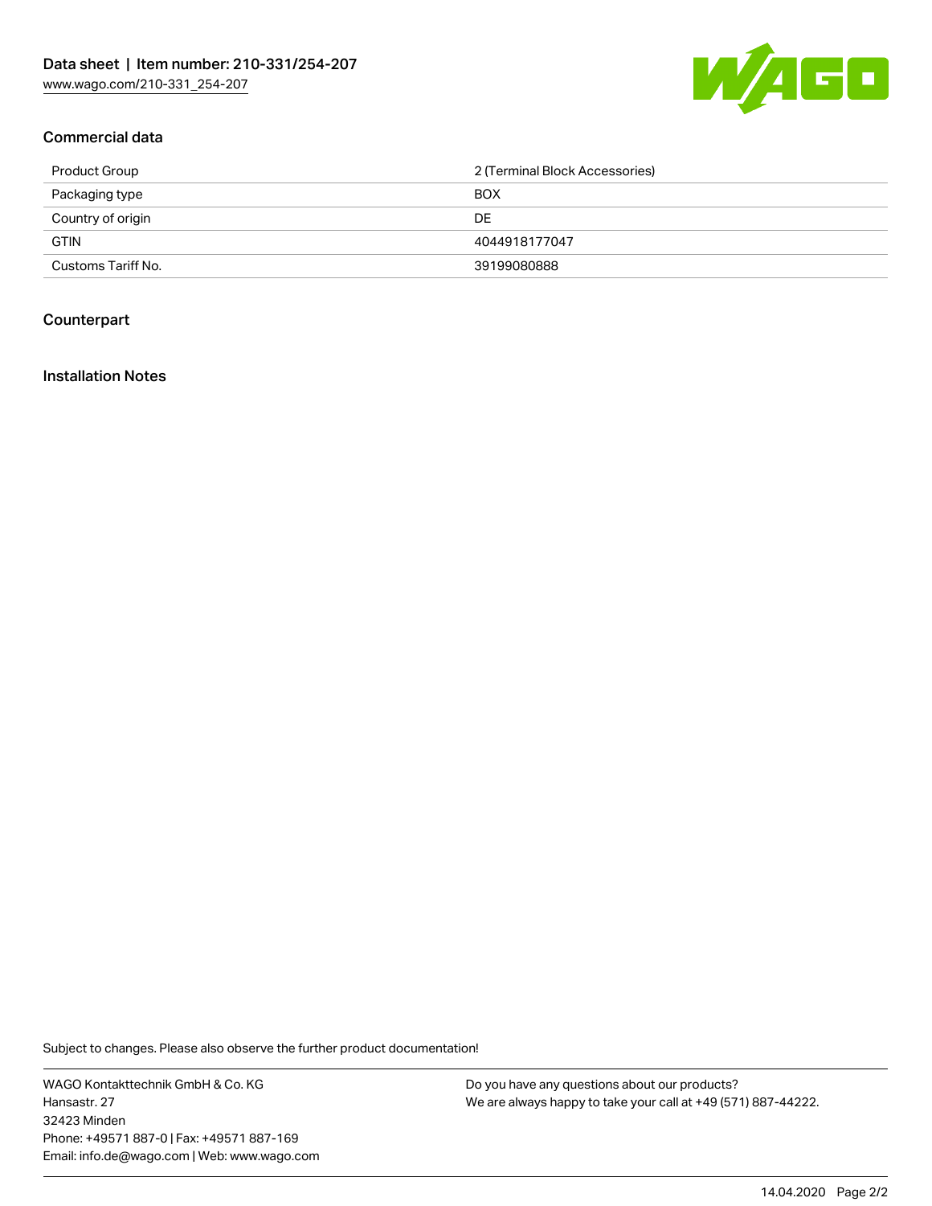## Commercial data

| | |
|---|---|
| Product Group | 2 (Terminal Block Accessories) |
| Packaging type | BOX |
| Country of origin | DE |
| GTIN | 4044918177047 |
| Customs Tariff No. | 39199080888 |

## Counterpart

## Installation Notes

Subject to changes. Please also observe the further product documentation!

WAGO Kontakttechnik GmbH & Co. KG
Hansastr. 27
32423 Minden
Phone: +49571 887-0 | Fax: +49571 887-169
Email: info.de@wago.com | Web: www.wago.com

Do you have any questions about our products?
We are always happy to take your call at +49 (571) 887-44222.